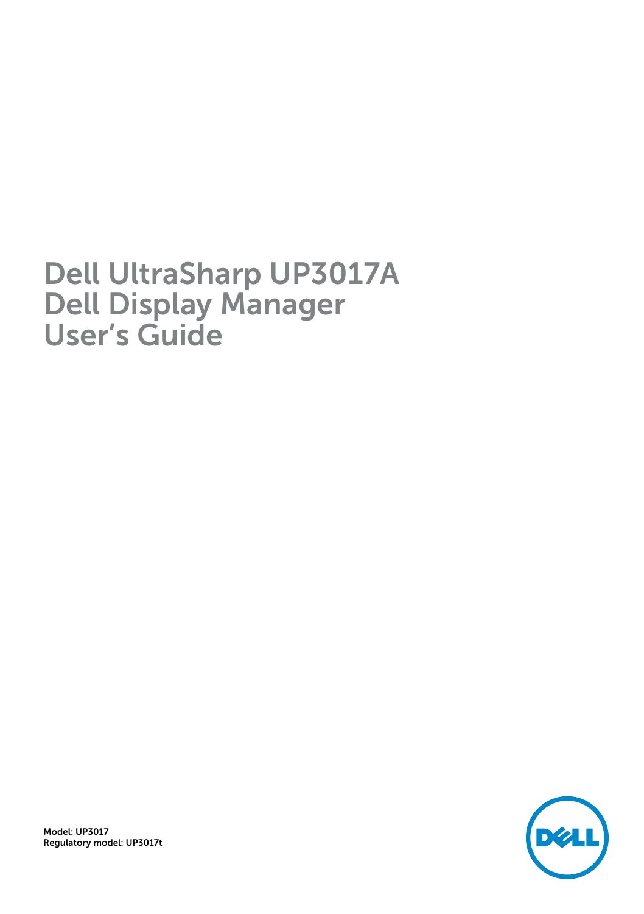# Dell UltraSharp UP3017A Dell Display Manager User's Guide

Model: UP3017
Regulatory model: UP3017t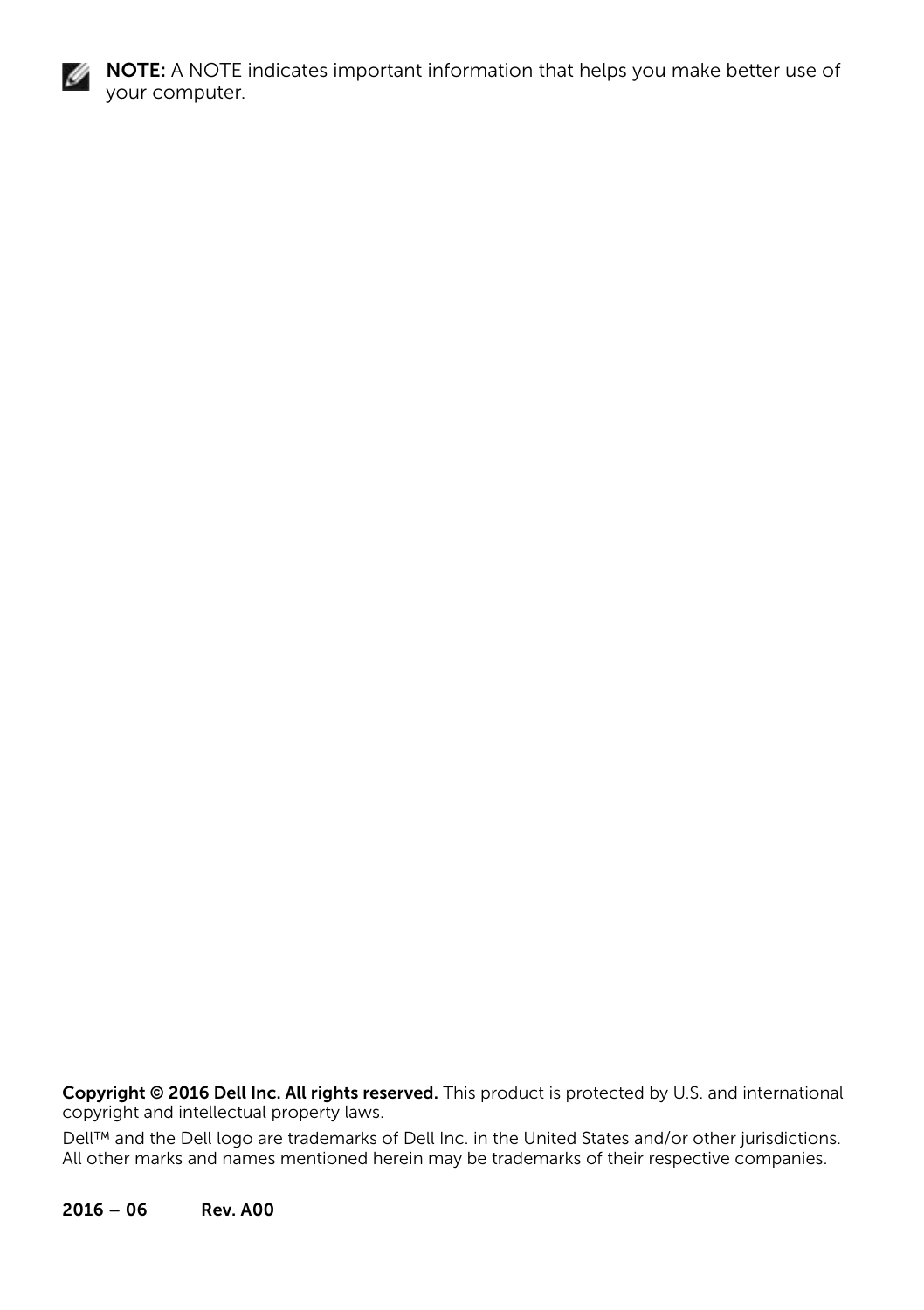**NOTE:** A NOTE indicates important information that helps you make better use of your computer.

**Copyright © 2016 Dell Inc. All rights reserved.** This product is protected by U.S. and international copyright and intellectual property laws.

Dell™ and the Dell logo are trademarks of Dell Inc. in the United States and/or other jurisdictions. All other marks and names mentioned herein may be trademarks of their respective companies.

**2016 – 06 Rev. A00**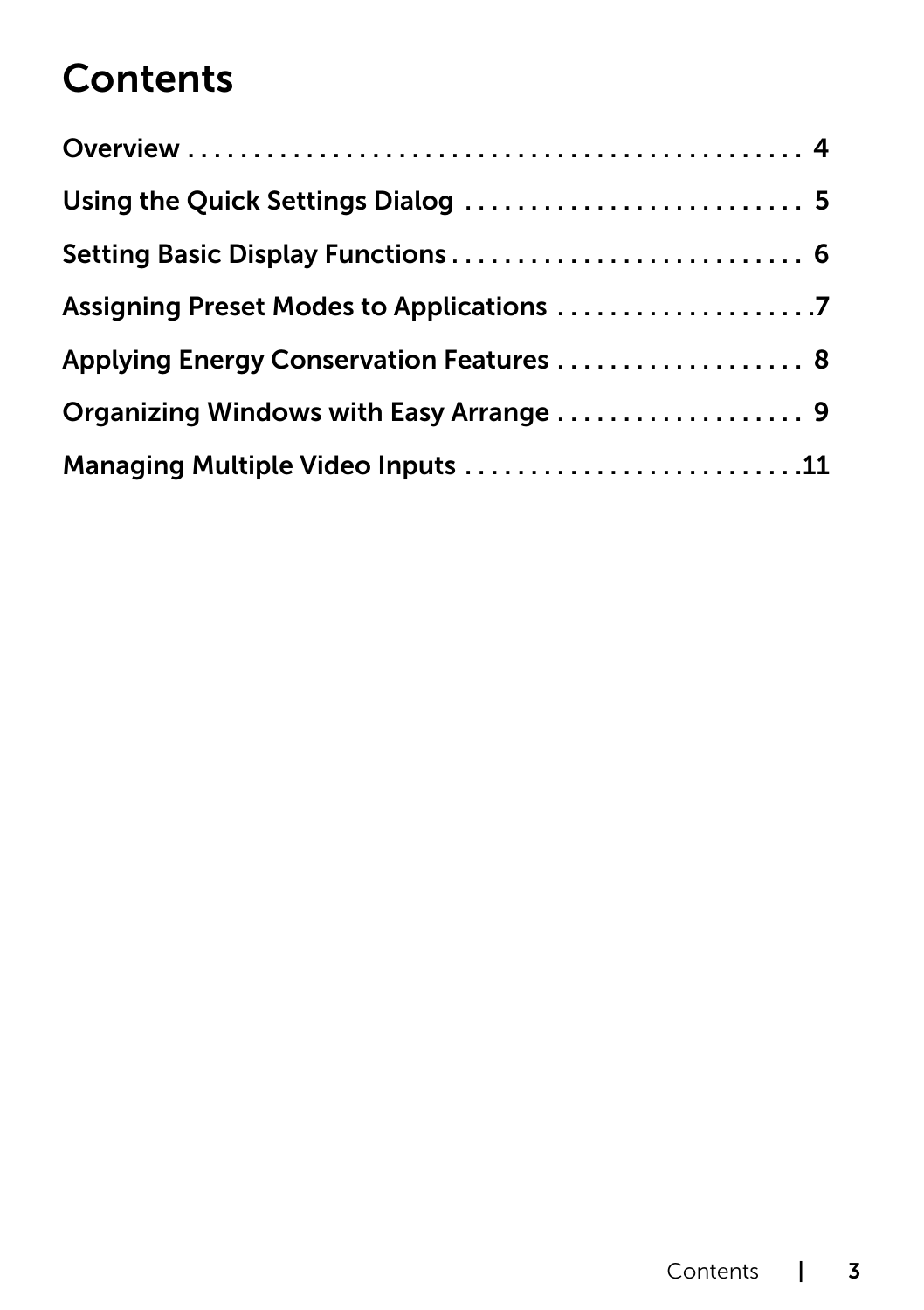# Contents

Overview . . . . . . . . . . . . . . . . . . . . . . . . . . . . . . . . . . . . . . . . . . . . 4

Using the Quick Settings Dialog . . . . . . . . . . . . . . . . . . . . . . . . . . 5

Setting Basic Display Functions . . . . . . . . . . . . . . . . . . . . . . . . . . . 6

Assigning Preset Modes to Applications . . . . . . . . . . . . . . . . . . . .7

Applying Energy Conservation Features . . . . . . . . . . . . . . . . . . . 8

Organizing Windows with Easy Arrange . . . . . . . . . . . . . . . . . . . 9

Managing Multiple Video Inputs . . . . . . . . . . . . . . . . . . . . . . . . . .11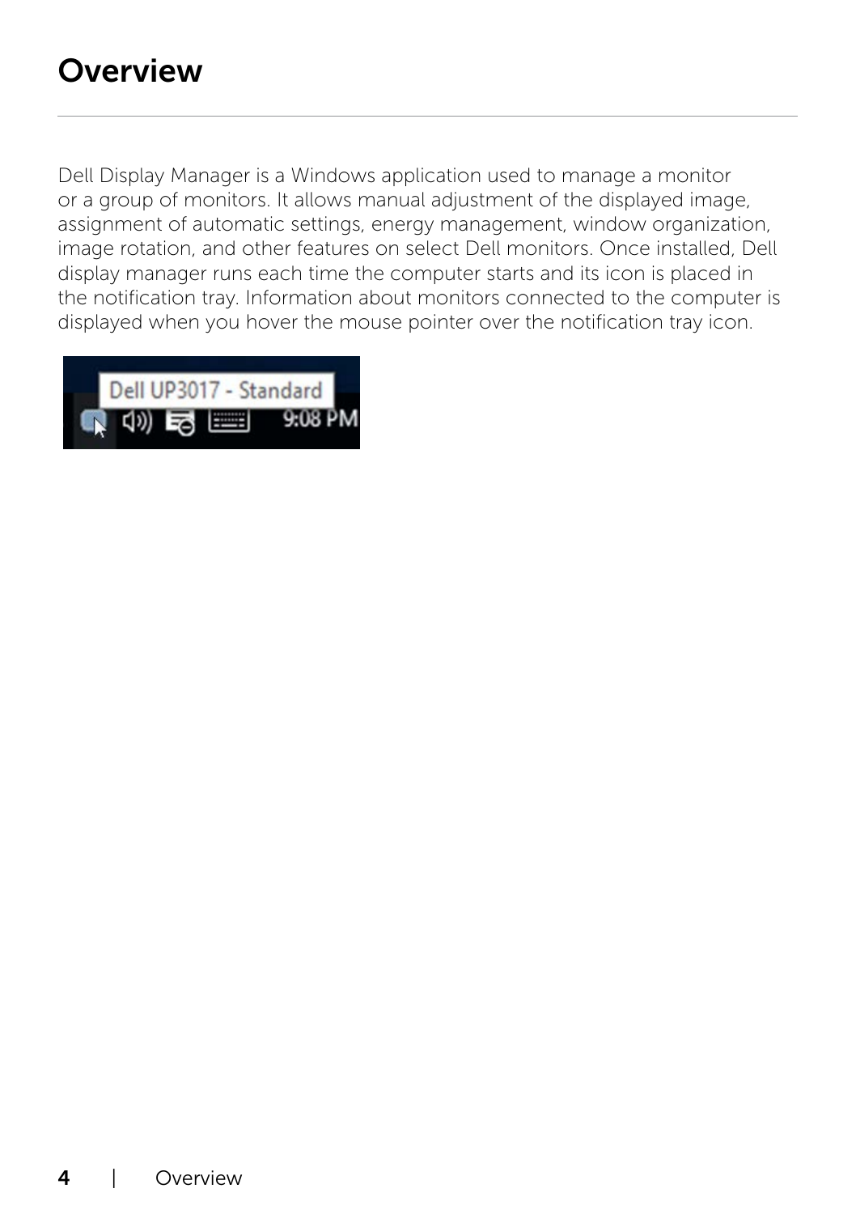# Overview

Dell Display Manager is a Windows application used to manage a monitor or a group of monitors. It allows manual adjustment of the displayed image, assignment of automatic settings, energy management, window organization, image rotation, and other features on select Dell monitors. Once installed, Dell display manager runs each time the computer starts and its icon is placed in the notification tray. Information about monitors connected to the computer is displayed when you hover the mouse pointer over the notification tray icon.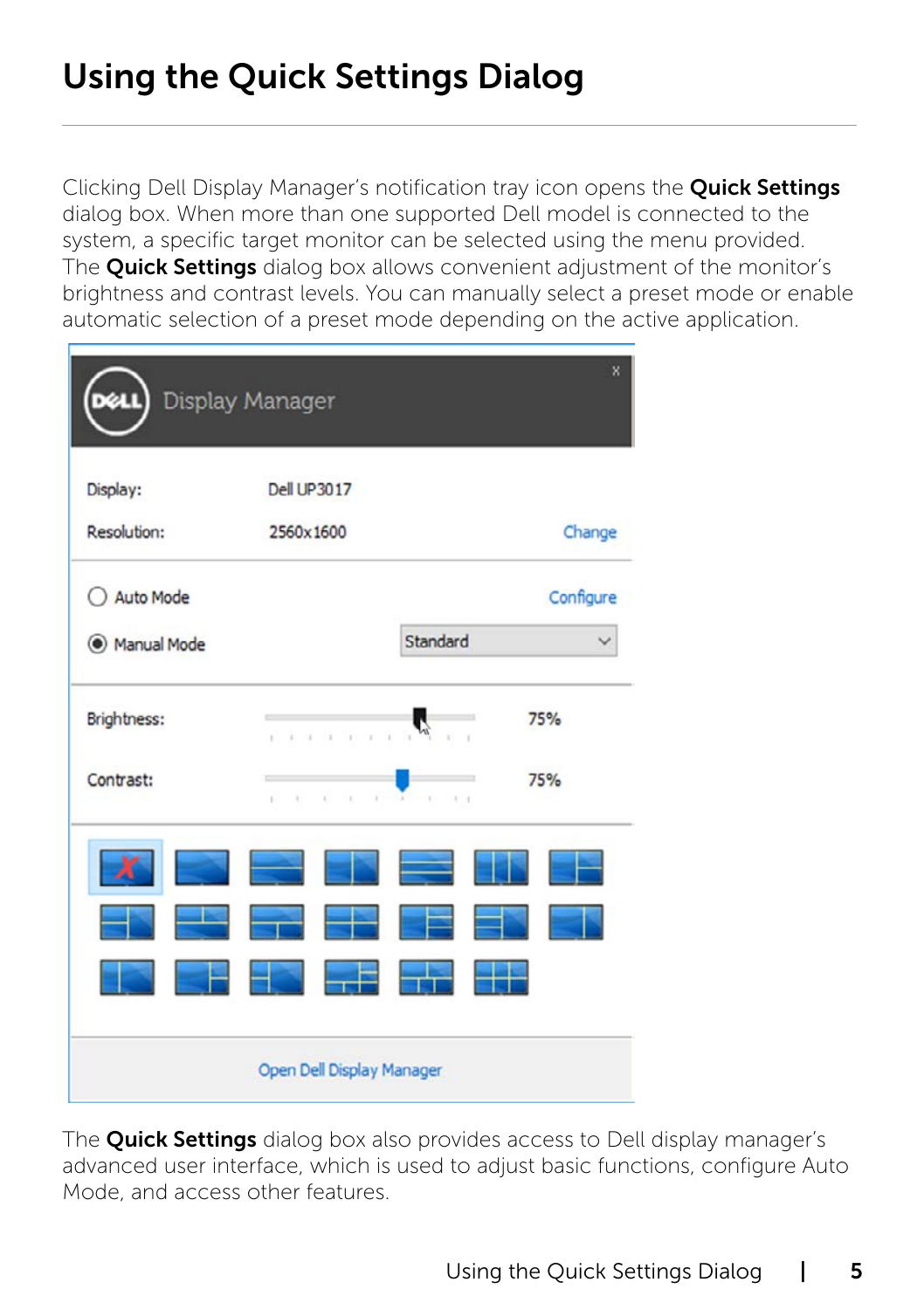# Using the Quick Settings Dialog

Clicking Dell Display Manager's notification tray icon opens the **Quick Settings** dialog box. When more than one supported Dell model is connected to the system, a specific target monitor can be selected using the menu provided. The **Quick Settings** dialog box allows convenient adjustment of the monitor's brightness and contrast levels. You can manually select a preset mode or enable automatic selection of a preset mode depending on the active application.

The **Quick Settings** dialog box also provides access to Dell display manager's advanced user interface, which is used to adjust basic functions, configure Auto Mode, and access other features.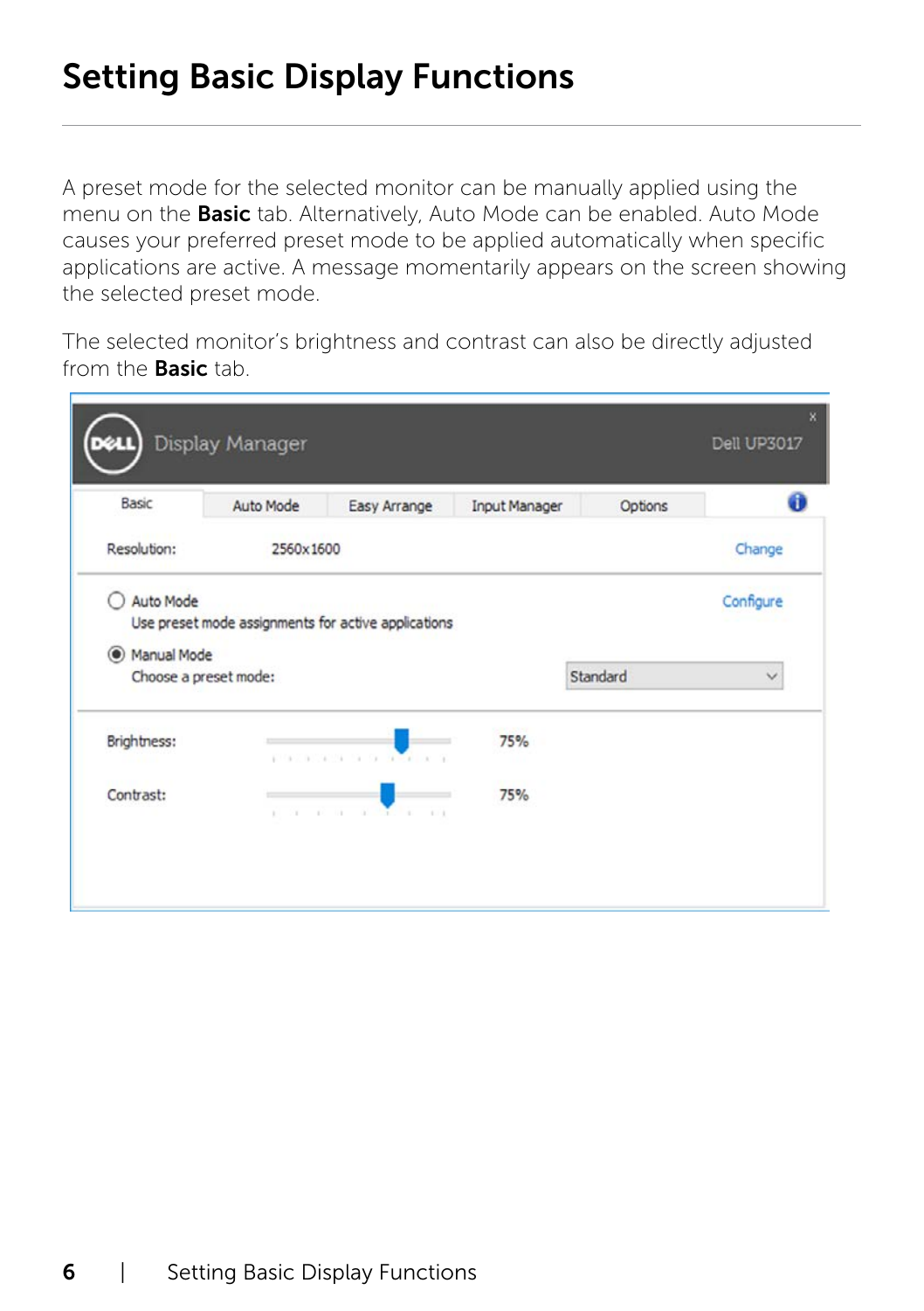# Setting Basic Display Functions

A preset mode for the selected monitor can be manually applied using the menu on the **Basic** tab. Alternatively, Auto Mode can be enabled. Auto Mode causes your preferred preset mode to be applied automatically when specific applications are active. A message momentarily appears on the screen showing the selected preset mode.

The selected monitor's brightness and contrast can also be directly adjusted from the **Basic** tab.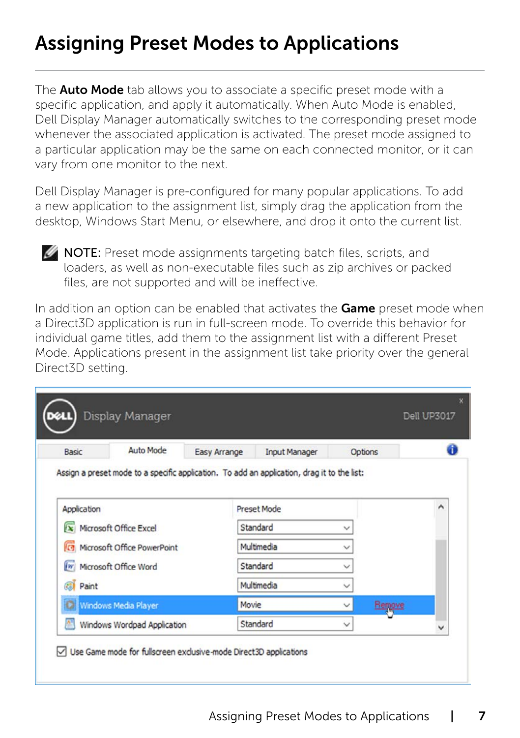# Assigning Preset Modes to Applications

The **Auto Mode** tab allows you to associate a specific preset mode with a specific application, and apply it automatically. When Auto Mode is enabled, Dell Display Manager automatically switches to the corresponding preset mode whenever the associated application is activated. The preset mode assigned to a particular application may be the same on each connected monitor, or it can vary from one monitor to the next.

Dell Display Manager is pre-configured for many popular applications. To add a new application to the assignment list, simply drag the application from the desktop, Windows Start Menu, or elsewhere, and drop it onto the current list.

NOTE: Preset mode assignments targeting batch files, scripts, and loaders, as well as non-executable files such as zip archives or packed files, are not supported and will be ineffective.

In addition an option can be enabled that activates the **Game** preset mode when a Direct3D application is run in full-screen mode. To override this behavior for individual game titles, add them to the assignment list with a different Preset Mode. Applications present in the assignment list take priority over the general Direct3D setting.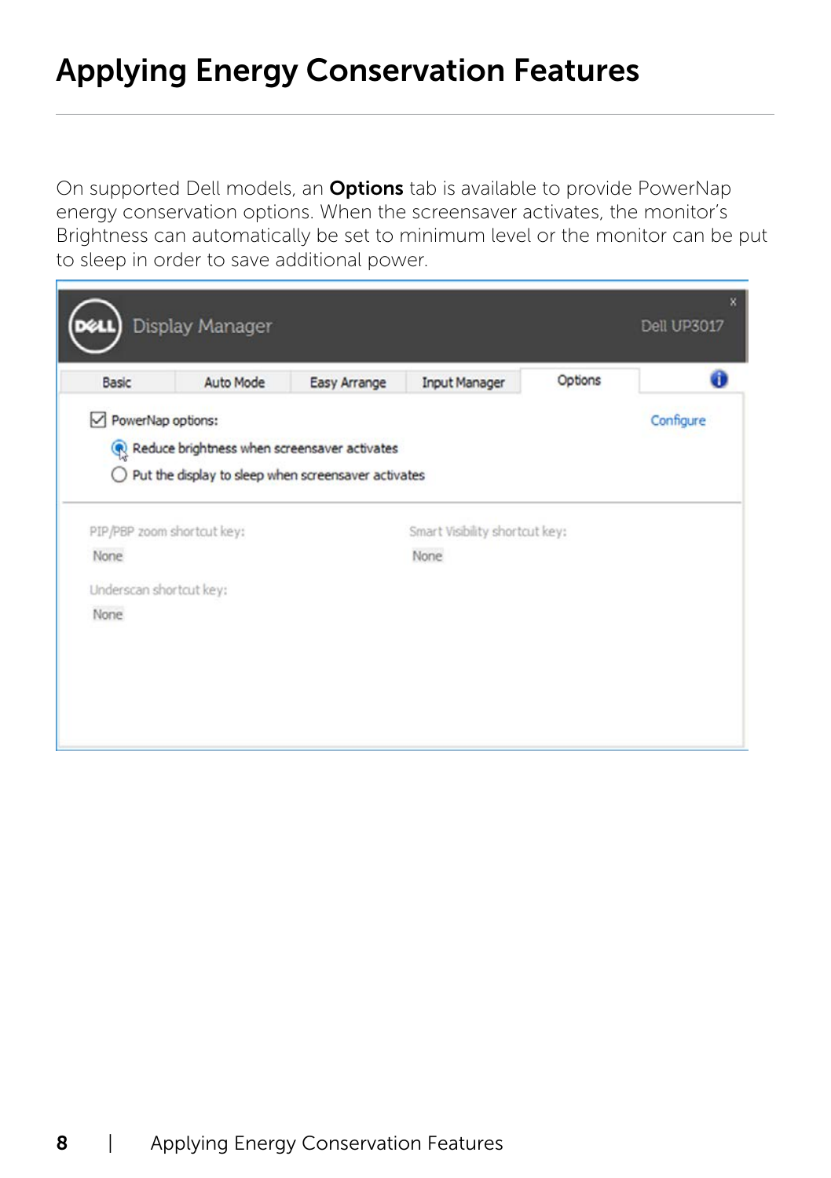# Applying Energy Conservation Features

On supported Dell models, an **Options** tab is available to provide PowerNap energy conservation options. When the screensaver activates, the monitor's Brightness can automatically be set to minimum level or the monitor can be put to sleep in order to save additional power.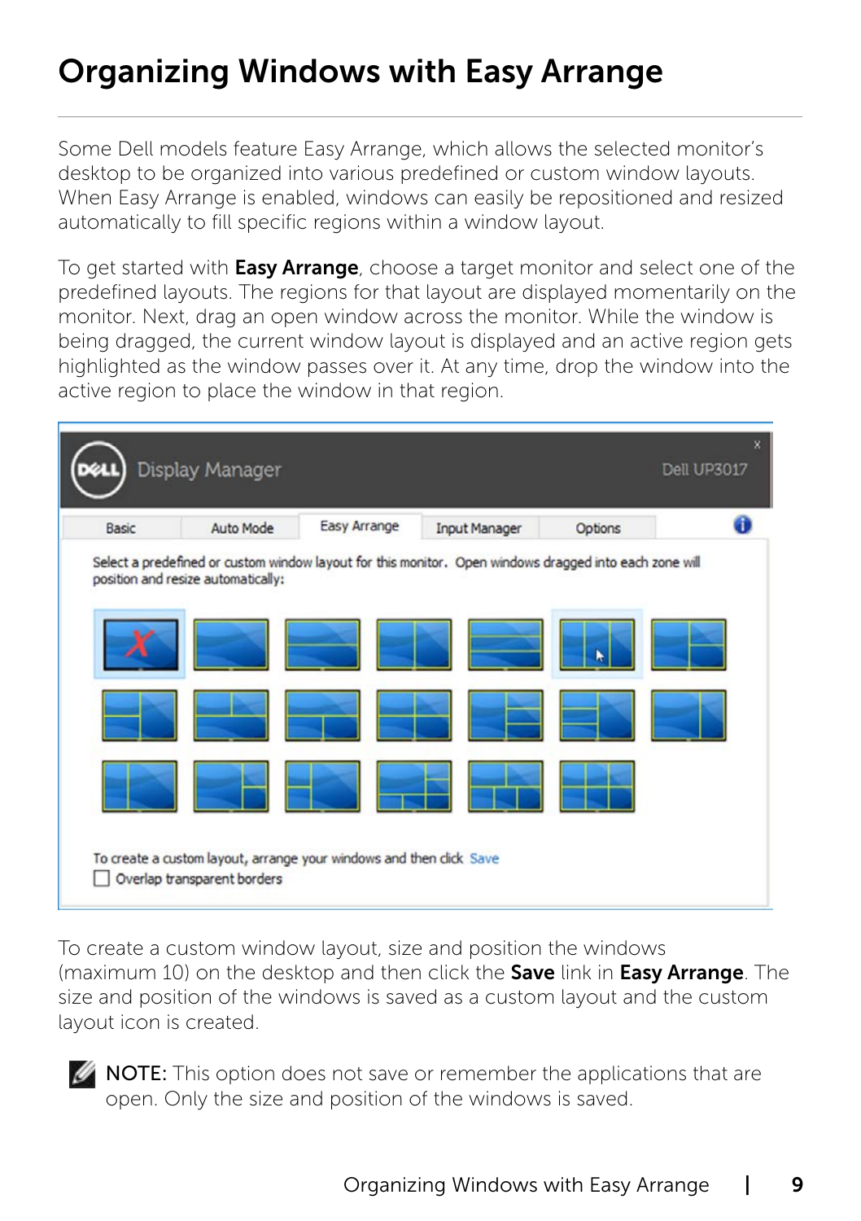# Organizing Windows with Easy Arrange

Some Dell models feature Easy Arrange, which allows the selected monitor's desktop to be organized into various predefined or custom window layouts. When Easy Arrange is enabled, windows can easily be repositioned and resized automatically to fill specific regions within a window layout.

To get started with **Easy Arrange**, choose a target monitor and select one of the predefined layouts. The regions for that layout are displayed momentarily on the monitor. Next, drag an open window across the monitor. While the window is being dragged, the current window layout is displayed and an active region gets highlighted as the window passes over it. At any time, drop the window into the active region to place the window in that region.

To create a custom window layout, size and position the windows (maximum 10) on the desktop and then click the **Save** link in **Easy Arrange**. The size and position of the windows is saved as a custom layout and the custom layout icon is created.

NOTE: This option does not save or remember the applications that are open. Only the size and position of the windows is saved.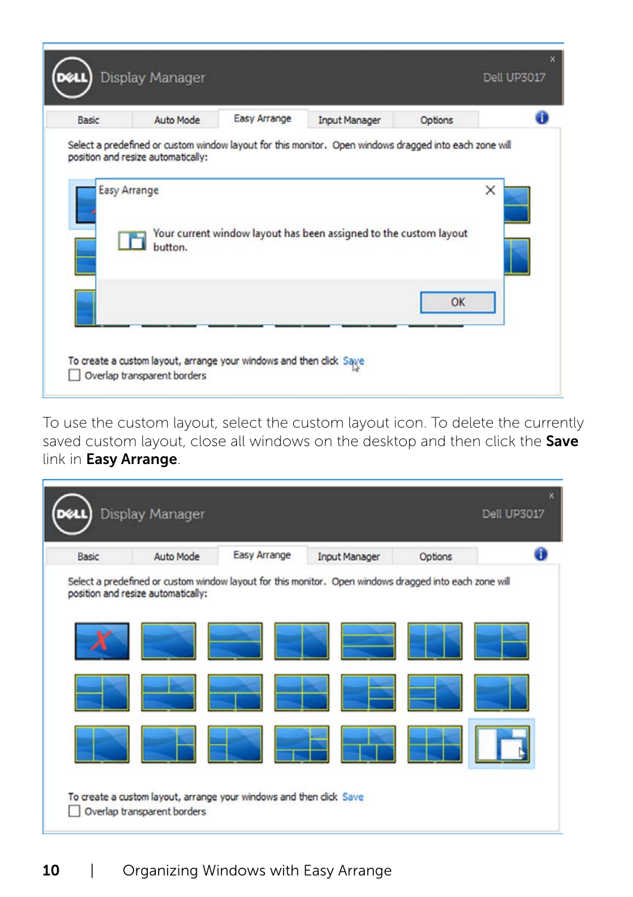To use the custom layout, select the custom layout icon. To delete the currently saved custom layout, close all windows on the desktop and then click the **Save** link in **Easy Arrange**.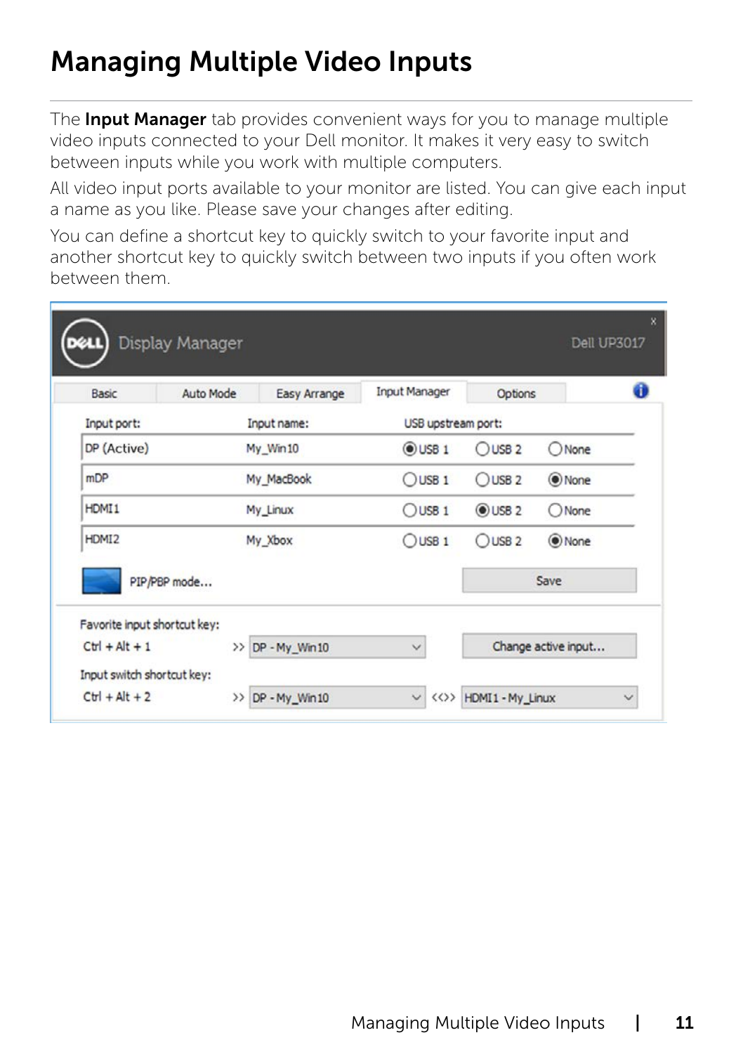# Managing Multiple Video Inputs

The **Input Manager** tab provides convenient ways for you to manage multiple video inputs connected to your Dell monitor. It makes it very easy to switch between inputs while you work with multiple computers.

All video input ports available to your monitor are listed. You can give each input a name as you like. Please save your changes after editing.

You can define a shortcut key to quickly switch to your favorite input and another shortcut key to quickly switch between two inputs if you often work between them.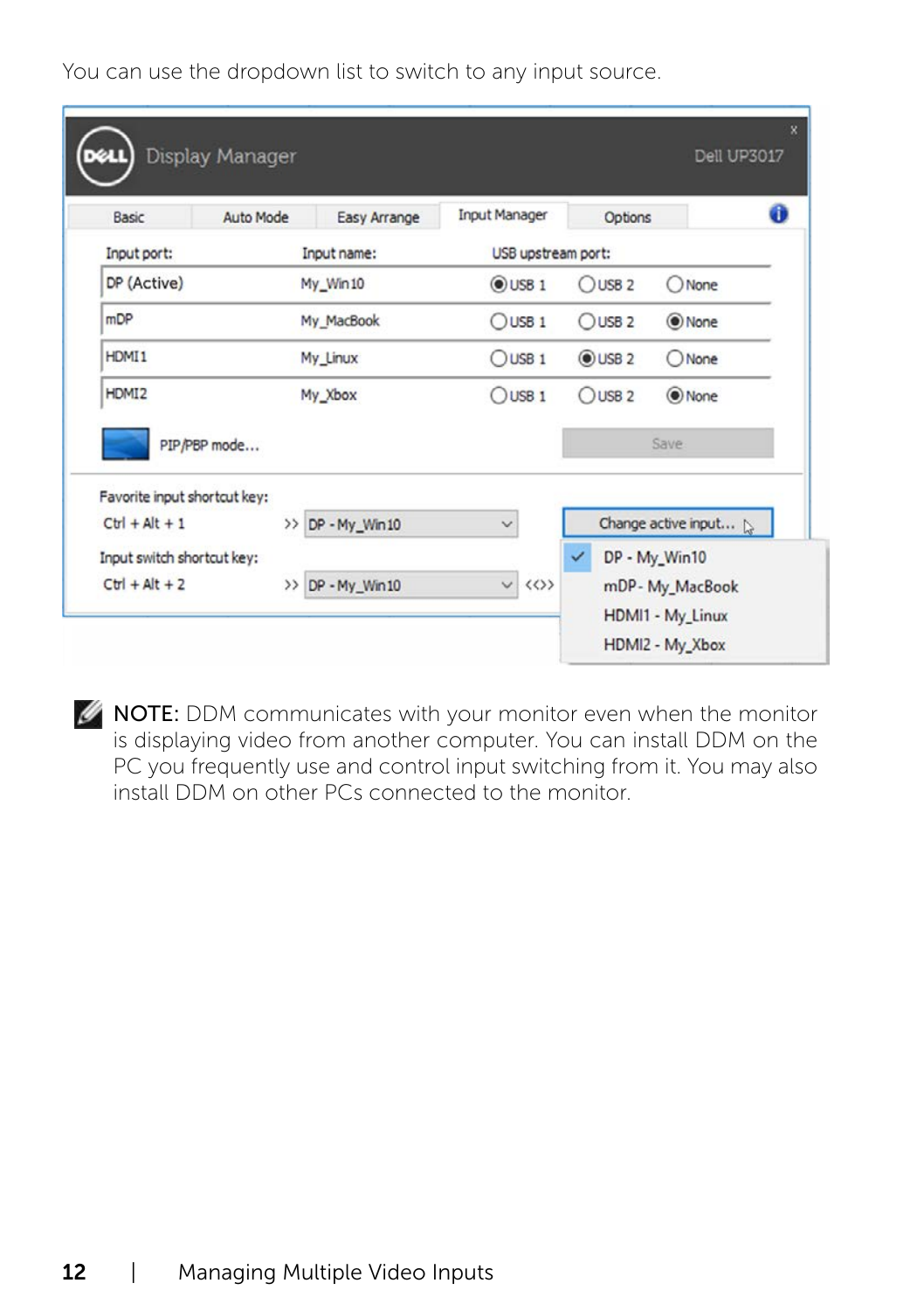You can use the dropdown list to switch to any input source.

**NOTE:** DDM communicates with your monitor even when the monitor is displaying video from another computer. You can install DDM on the PC you frequently use and control input switching from it. You may also install DDM on other PCs connected to the monitor.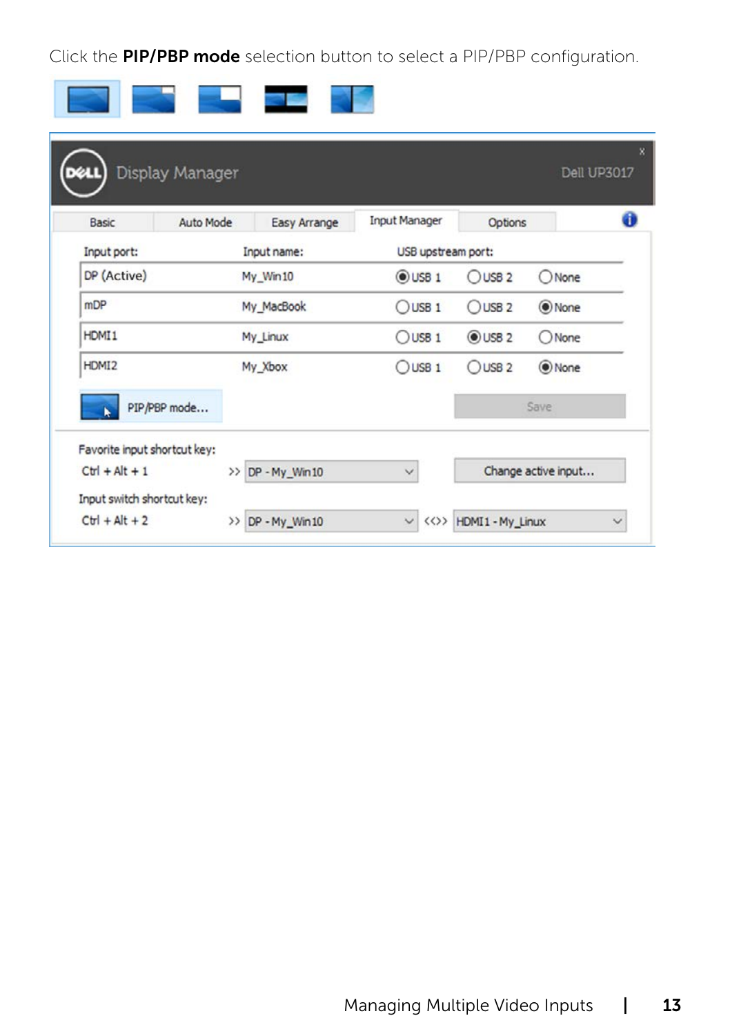Click the **PIP/PBP mode** selection button to select a PIP/PBP configuration.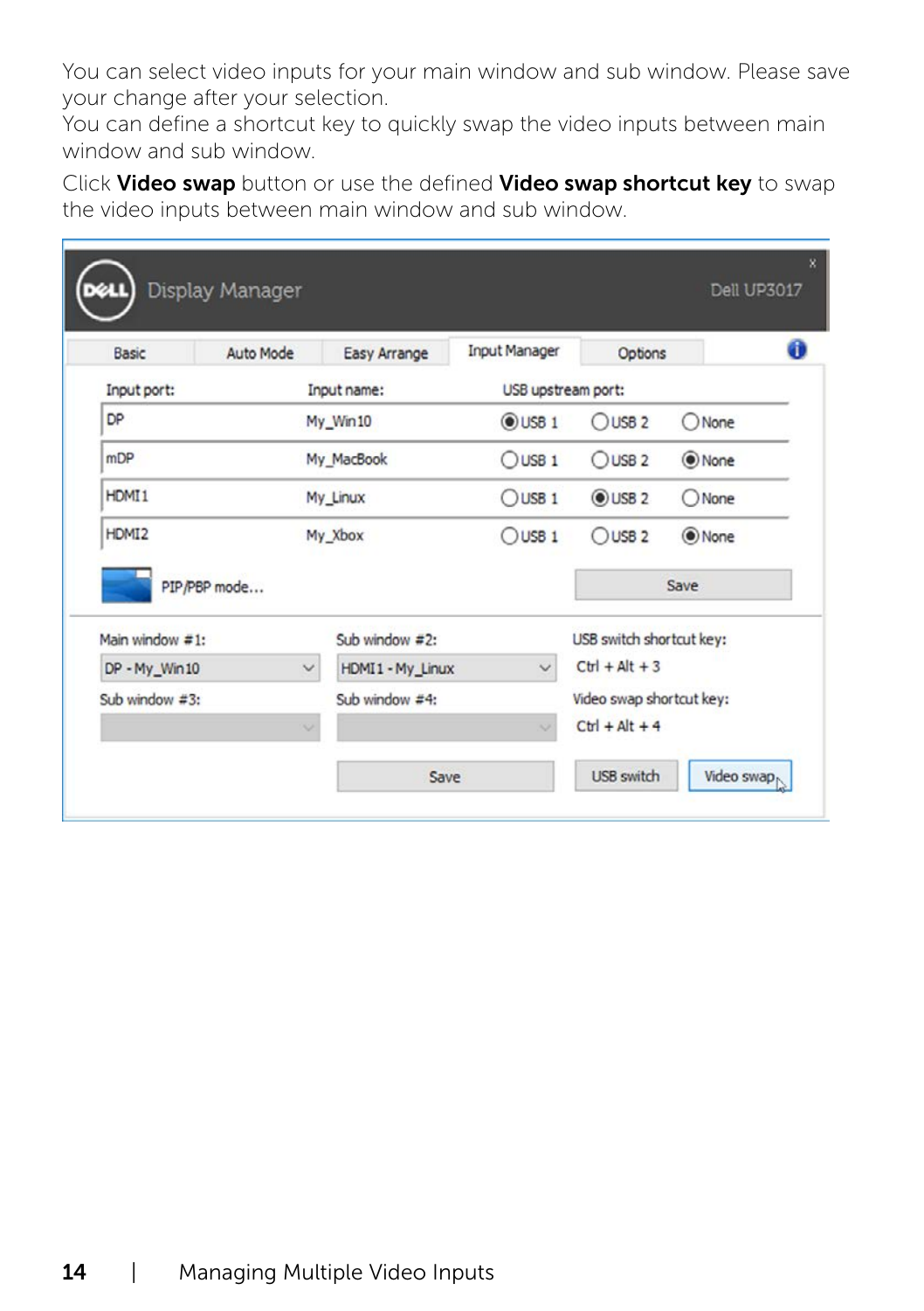You can select video inputs for your main window and sub window. Please save your change after your selection.

You can define a shortcut key to quickly swap the video inputs between main window and sub window.

Click **Video swap** button or use the defined **Video swap shortcut key** to swap the video inputs between main window and sub window.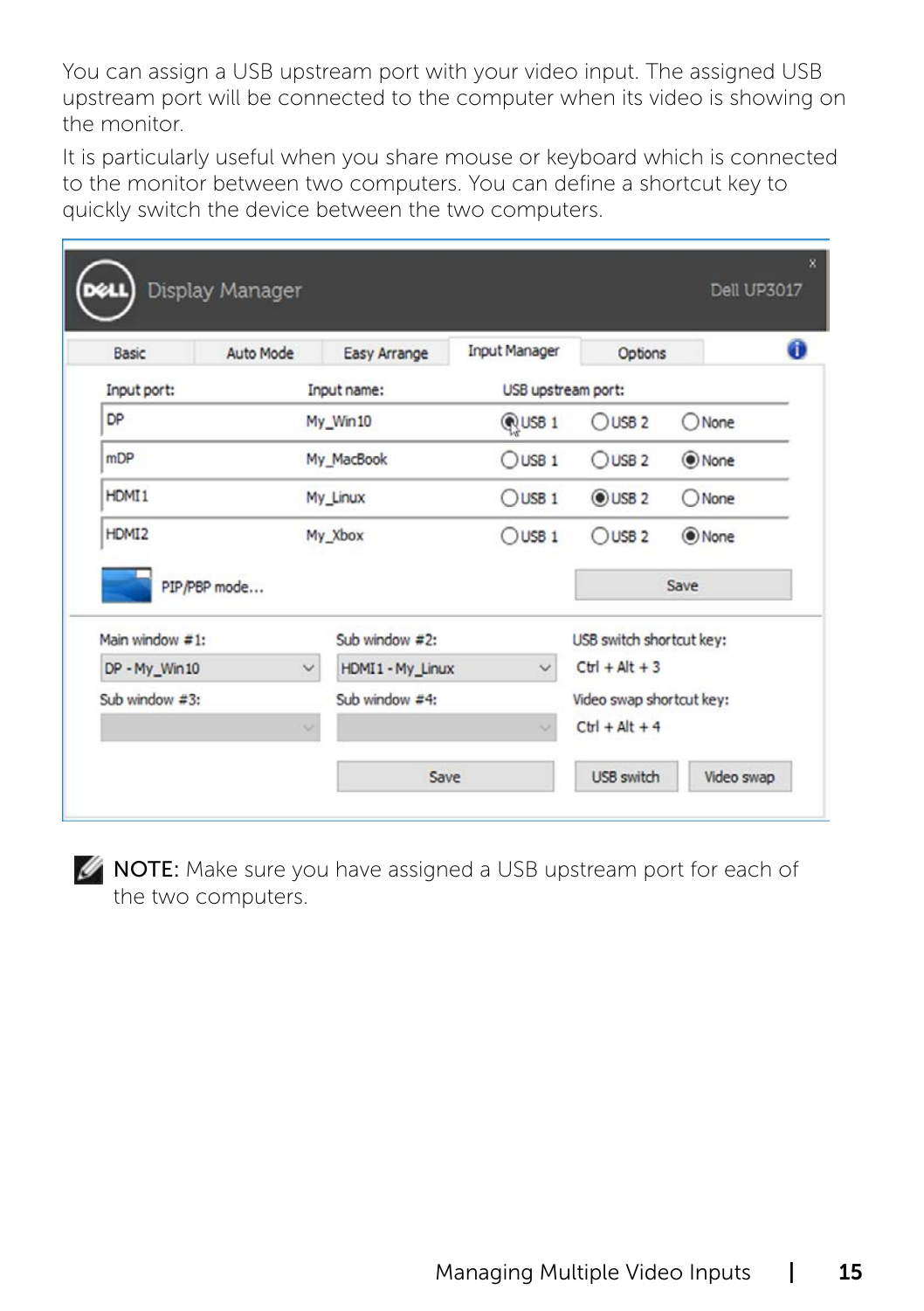You can assign a USB upstream port with your video input. The assigned USB upstream port will be connected to the computer when its video is showing on the monitor.

It is particularly useful when you share mouse or keyboard which is connected to the monitor between two computers. You can define a shortcut key to quickly switch the device between the two computers.

**NOTE:** Make sure you have assigned a USB upstream port for each of the two computers.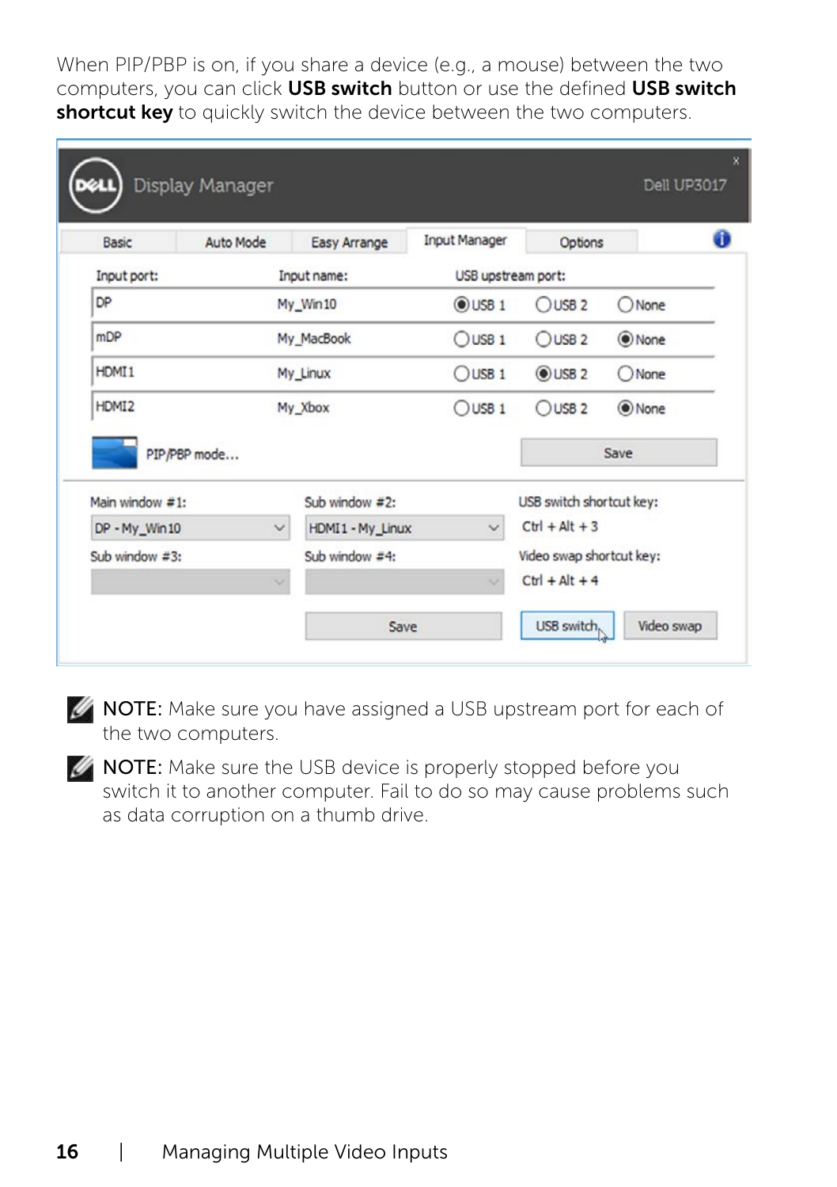When PIP/PBP is on, if you share a device (e.g., a mouse) between the two computers, you can click **USB switch** button or use the defined **USB switch shortcut key** to quickly switch the device between the two computers.

NOTE: Make sure you have assigned a USB upstream port for each of the two computers.

NOTE: Make sure the USB device is properly stopped before you switch it to another computer. Fail to do so may cause problems such as data corruption on a thumb drive.